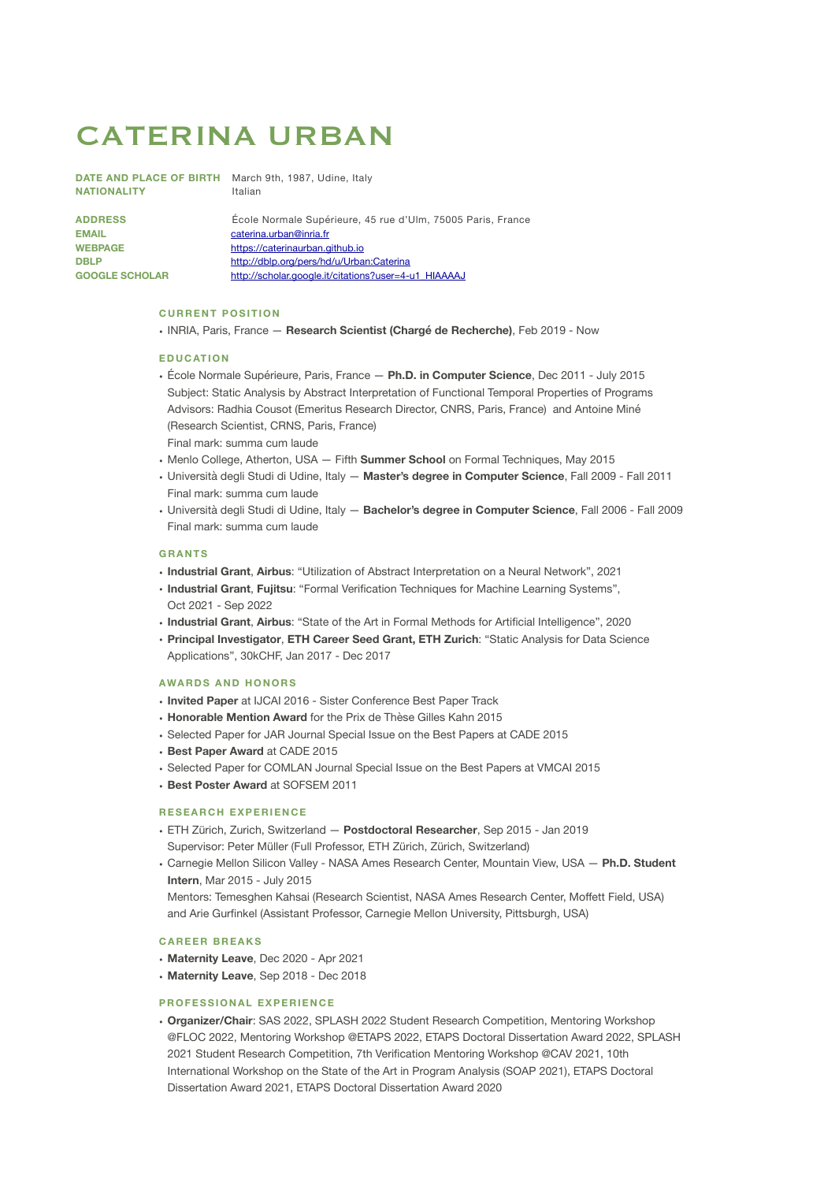# CATERINA URBAN

**DATE AND PLACE OF BIRTH** March 9th, 1987, Udine, Italy
**NATIONALITY** Italian

**ADDRESS** École Normale Supérieure, 45 rue d'Ulm, 75005 Paris, France
**EMAIL** caterina.urban@inria.fr
**WEBPAGE** https://caterinaurban.github.io
**DBLP** http://dblp.org/pers/hd/u/Urban:Caterina
**GOOGLE SCHOLAR** http://scholar.google.it/citations?user=4-u1_HIAAAAJ

## CURRENT POSITION

- INRIA, Paris, France — **Research Scientist (Chargé de Recherche)**, Feb 2019 - Now

## EDUCATION

- École Normale Supérieure, Paris, France — **Ph.D. in Computer Science**, Dec 2011 - July 2015
  Subject: Static Analysis by Abstract Interpretation of Functional Temporal Properties of Programs
  Advisors: Radhia Cousot (Emeritus Research Director, CNRS, Paris, France) and Antoine Miné (Research Scientist, CRNS, Paris, France)
  Final mark: summa cum laude
- Menlo College, Atherton, USA — Fifth **Summer School** on Formal Techniques, May 2015
- Università degli Studi di Udine, Italy — **Master's degree in Computer Science**, Fall 2009 - Fall 2011
  Final mark: summa cum laude
- Università degli Studi di Udine, Italy — **Bachelor's degree in Computer Science**, Fall 2006 - Fall 2009
  Final mark: summa cum laude

## GRANTS

- **Industrial Grant**, **Airbus**: "Utilization of Abstract Interpretation on a Neural Network", 2021
- **Industrial Grant**, **Fujitsu**: "Formal Verification Techniques for Machine Learning Systems", Oct 2021 - Sep 2022
- **Industrial Grant**, **Airbus**: "State of the Art in Formal Methods for Artificial Intelligence", 2020
- **Principal Investigator**, **ETH Career Seed Grant, ETH Zurich**: "Static Analysis for Data Science Applications", 30kCHF, Jan 2017 - Dec 2017

## AWARDS AND HONORS

- **Invited Paper** at IJCAI 2016 - Sister Conference Best Paper Track
- **Honorable Mention Award** for the Prix de Thèse Gilles Kahn 2015
- Selected Paper for JAR Journal Special Issue on the Best Papers at CADE 2015
- **Best Paper Award** at CADE 2015
- Selected Paper for COMLAN Journal Special Issue on the Best Papers at VMCAI 2015
- **Best Poster Award** at SOFSEM 2011

## RESEARCH EXPERIENCE

- ETH Zürich, Zurich, Switzerland — **Postdoctoral Researcher**, Sep 2015 - Jan 2019
  Supervisor: Peter Müller (Full Professor, ETH Zürich, Zürich, Switzerland)
- Carnegie Mellon Silicon Valley - NASA Ames Research Center, Mountain View, USA — **Ph.D. Student Intern**, Mar 2015 - July 2015
  Mentors: Temesghen Kahsai (Research Scientist, NASA Ames Research Center, Moffett Field, USA) and Arie Gurfinkel (Assistant Professor, Carnegie Mellon University, Pittsburgh, USA)

## CAREER BREAKS

- **Maternity Leave**, Dec 2020 - Apr 2021
- **Maternity Leave**, Sep 2018 - Dec 2018

## PROFESSIONAL EXPERIENCE

- **Organizer/Chair**: SAS 2022, SPLASH 2022 Student Research Competition, Mentoring Workshop @FLOC 2022, Mentoring Workshop @ETAPS 2022, ETAPS Doctoral Dissertation Award 2022, SPLASH 2021 Student Research Competition, 7th Verification Mentoring Workshop @CAV 2021, 10th International Workshop on the State of the Art in Program Analysis (SOAP 2021), ETAPS Doctoral Dissertation Award 2021, ETAPS Doctoral Dissertation Award 2020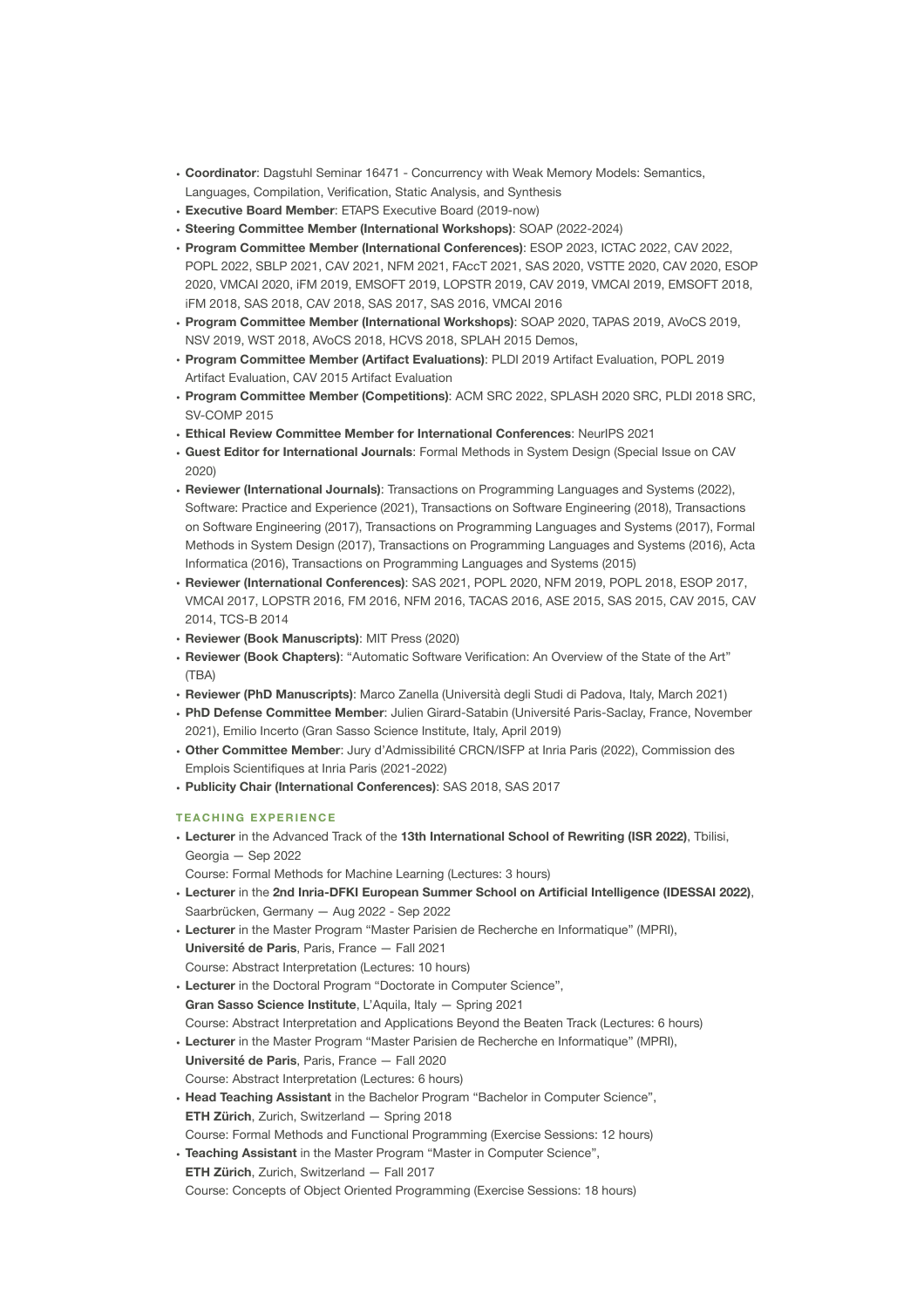- **Coordinator**: Dagstuhl Seminar 16471 - Concurrency with Weak Memory Models: Semantics, Languages, Compilation, Verification, Static Analysis, and Synthesis
- **Executive Board Member**: ETAPS Executive Board (2019-now)
- **Steering Committee Member (International Workshops)**: SOAP (2022-2024)
- **Program Committee Member (International Conferences)**: ESOP 2023, ICTAC 2022, CAV 2022, POPL 2022, SBLP 2021, CAV 2021, NFM 2021, FAccT 2021, SAS 2020, VSTTE 2020, CAV 2020, ESOP 2020, VMCAI 2020, iFM 2019, EMSOFT 2019, LOPSTR 2019, CAV 2019, VMCAI 2019, EMSOFT 2018, iFM 2018, SAS 2018, CAV 2018, SAS 2017, SAS 2016, VMCAI 2016
- **Program Committee Member (International Workshops)**: SOAP 2020, TAPAS 2019, AVoCS 2019, NSV 2019, WST 2018, AVoCS 2018, HCVS 2018, SPLAH 2015 Demos,
- **Program Committee Member (Artifact Evaluations)**: PLDI 2019 Artifact Evaluation, POPL 2019 Artifact Evaluation, CAV 2015 Artifact Evaluation
- **Program Committee Member (Competitions)**: ACM SRC 2022, SPLASH 2020 SRC, PLDI 2018 SRC, SV-COMP 2015
- **Ethical Review Committee Member for International Conferences**: NeurIPS 2021
- **Guest Editor for International Journals**: Formal Methods in System Design (Special Issue on CAV 2020)
- **Reviewer (International Journals)**: Transactions on Programming Languages and Systems (2022), Software: Practice and Experience (2021), Transactions on Software Engineering (2018), Transactions on Software Engineering (2017), Transactions on Programming Languages and Systems (2017), Formal Methods in System Design (2017), Transactions on Programming Languages and Systems (2016), Acta Informatica (2016), Transactions on Programming Languages and Systems (2015)
- **Reviewer (International Conferences)**: SAS 2021, POPL 2020, NFM 2019, POPL 2018, ESOP 2017, VMCAI 2017, LOPSTR 2016, FM 2016, NFM 2016, TACAS 2016, ASE 2015, SAS 2015, CAV 2015, CAV 2014, TCS-B 2014
- **Reviewer (Book Manuscripts)**: MIT Press (2020)
- **Reviewer (Book Chapters)**: “Automatic Software Verification: An Overview of the State of the Art” (TBA)
- **Reviewer (PhD Manuscripts)**: Marco Zanella (Università degli Studi di Padova, Italy, March 2021)
- **PhD Defense Committee Member**: Julien Girard-Satabin (Université Paris-Saclay, France, November 2021), Emilio Incerto (Gran Sasso Science Institute, Italy, April 2019)
- **Other Committee Member**: Jury d’Admissibilité CRCN/ISFP at Inria Paris (2022), Commission des Emplois Scientifiques at Inria Paris (2021-2022)
- **Publicity Chair (International Conferences)**: SAS 2018, SAS 2017

## TEACHING EXPERIENCE

- **Lecturer** in the Advanced Track of the **13th International School of Rewriting (ISR 2022)**, Tbilisi, Georgia — Sep 2022
  Course: Formal Methods for Machine Learning (Lectures: 3 hours)
- **Lecturer** in the **2nd Inria-DFKI European Summer School on Artificial Intelligence (IDESSAI 2022)**, Saarbrücken, Germany — Aug 2022 - Sep 2022
- **Lecturer** in the Master Program “Master Parisien de Recherche en Informatique” (MPRI), **Université de Paris**, Paris, France — Fall 2021
  Course: Abstract Interpretation (Lectures: 10 hours)
- **Lecturer** in the Doctoral Program “Doctorate in Computer Science”, **Gran Sasso Science Institute**, L’Aquila, Italy — Spring 2021
  Course: Abstract Interpretation and Applications Beyond the Beaten Track (Lectures: 6 hours)
- **Lecturer** in the Master Program “Master Parisien de Recherche en Informatique” (MPRI), **Université de Paris**, Paris, France — Fall 2020
  Course: Abstract Interpretation (Lectures: 6 hours)
- **Head Teaching Assistant** in the Bachelor Program “Bachelor in Computer Science”, **ETH Zürich**, Zurich, Switzerland — Spring 2018
  Course: Formal Methods and Functional Programming (Exercise Sessions: 12 hours)
- **Teaching Assistant** in the Master Program “Master in Computer Science”, **ETH Zürich**, Zurich, Switzerland — Fall 2017
  Course: Concepts of Object Oriented Programming (Exercise Sessions: 18 hours)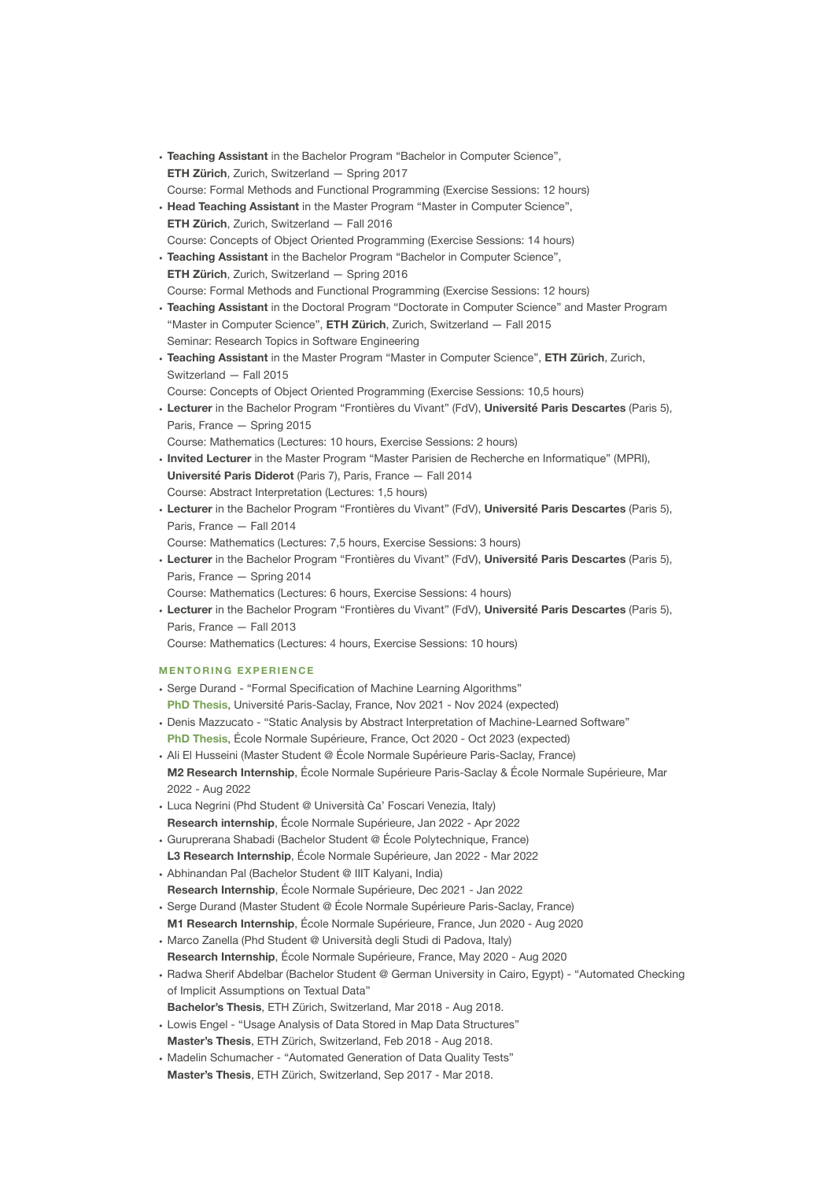- **Teaching Assistant** in the Bachelor Program “Bachelor in Computer Science”, **ETH Zürich**, Zurich, Switzerland — Spring 2017
  Course: Formal Methods and Functional Programming (Exercise Sessions: 12 hours)
- **Head Teaching Assistant** in the Master Program “Master in Computer Science”, **ETH Zürich**, Zurich, Switzerland — Fall 2016
  Course: Concepts of Object Oriented Programming (Exercise Sessions: 14 hours)
- **Teaching Assistant** in the Bachelor Program “Bachelor in Computer Science”, **ETH Zürich**, Zurich, Switzerland — Spring 2016
  Course: Formal Methods and Functional Programming (Exercise Sessions: 12 hours)
- **Teaching Assistant** in the Doctoral Program “Doctorate in Computer Science” and Master Program “Master in Computer Science”, **ETH Zürich**, Zurich, Switzerland — Fall 2015
  Seminar: Research Topics in Software Engineering
- **Teaching Assistant** in the Master Program “Master in Computer Science”, **ETH Zürich**, Zurich, Switzerland — Fall 2015
  Course: Concepts of Object Oriented Programming (Exercise Sessions: 10,5 hours)
- **Lecturer** in the Bachelor Program “Frontières du Vivant” (FdV), **Université Paris Descartes** (Paris 5), Paris, France — Spring 2015
  Course: Mathematics (Lectures: 10 hours, Exercise Sessions: 2 hours)
- **Invited Lecturer** in the Master Program “Master Parisien de Recherche en Informatique” (MPRI), **Université Paris Diderot** (Paris 7), Paris, France — Fall 2014
  Course: Abstract Interpretation (Lectures: 1,5 hours)
- **Lecturer** in the Bachelor Program “Frontières du Vivant” (FdV), **Université Paris Descartes** (Paris 5), Paris, France — Fall 2014
  Course: Mathematics (Lectures: 7,5 hours, Exercise Sessions: 3 hours)
- **Lecturer** in the Bachelor Program “Frontières du Vivant” (FdV), **Université Paris Descartes** (Paris 5), Paris, France — Spring 2014
  Course: Mathematics (Lectures: 6 hours, Exercise Sessions: 4 hours)
- **Lecturer** in the Bachelor Program “Frontières du Vivant” (FdV), **Université Paris Descartes** (Paris 5), Paris, France — Fall 2013
  Course: Mathematics (Lectures: 4 hours, Exercise Sessions: 10 hours)

## MENTORING EXPERIENCE

- Serge Durand - “Formal Specification of Machine Learning Algorithms”
  **PhD Thesis**, Université Paris-Saclay, France, Nov 2021 - Nov 2024 (expected)
- Denis Mazzucato - “Static Analysis by Abstract Interpretation of Machine-Learned Software”
  **PhD Thesis**, École Normale Supérieure, France, Oct 2020 - Oct 2023 (expected)
- Ali El Husseini (Master Student @ École Normale Supérieure Paris-Saclay, France)
  **M2 Research Internship**, École Normale Supérieure Paris-Saclay & École Normale Supérieure, Mar 2022 - Aug 2022
- Luca Negrini (Phd Student @ Università Ca’ Foscari Venezia, Italy)
  **Research internship**, École Normale Supérieure, Jan 2022 - Apr 2022
- Guruprerana Shabadi (Bachelor Student @ École Polytechnique, France)
  **L3 Research Internship**, École Normale Supérieure, Jan 2022 - Mar 2022
- Abhinandan Pal (Bachelor Student @ IIIT Kalyani, India)
  **Research Internship**, École Normale Supérieure, Dec 2021 - Jan 2022
- Serge Durand (Master Student @ École Normale Supérieure Paris-Saclay, France)
  **M1 Research Internship**, École Normale Supérieure, France, Jun 2020 - Aug 2020
- Marco Zanella (Phd Student @ Università degli Studi di Padova, Italy)
  **Research Internship**, École Normale Supérieure, France, May 2020 - Aug 2020
- Radwa Sherif Abdelbar (Bachelor Student @ German University in Cairo, Egypt) - “Automated Checking of Implicit Assumptions on Textual Data”
  **Bachelor’s Thesis**, ETH Zürich, Switzerland, Mar 2018 - Aug 2018.
- Lowis Engel - “Usage Analysis of Data Stored in Map Data Structures”
  **Master’s Thesis**, ETH Zürich, Switzerland, Feb 2018 - Aug 2018.
- Madelin Schumacher - “Automated Generation of Data Quality Tests”
  **Master’s Thesis**, ETH Zürich, Switzerland, Sep 2017 - Mar 2018.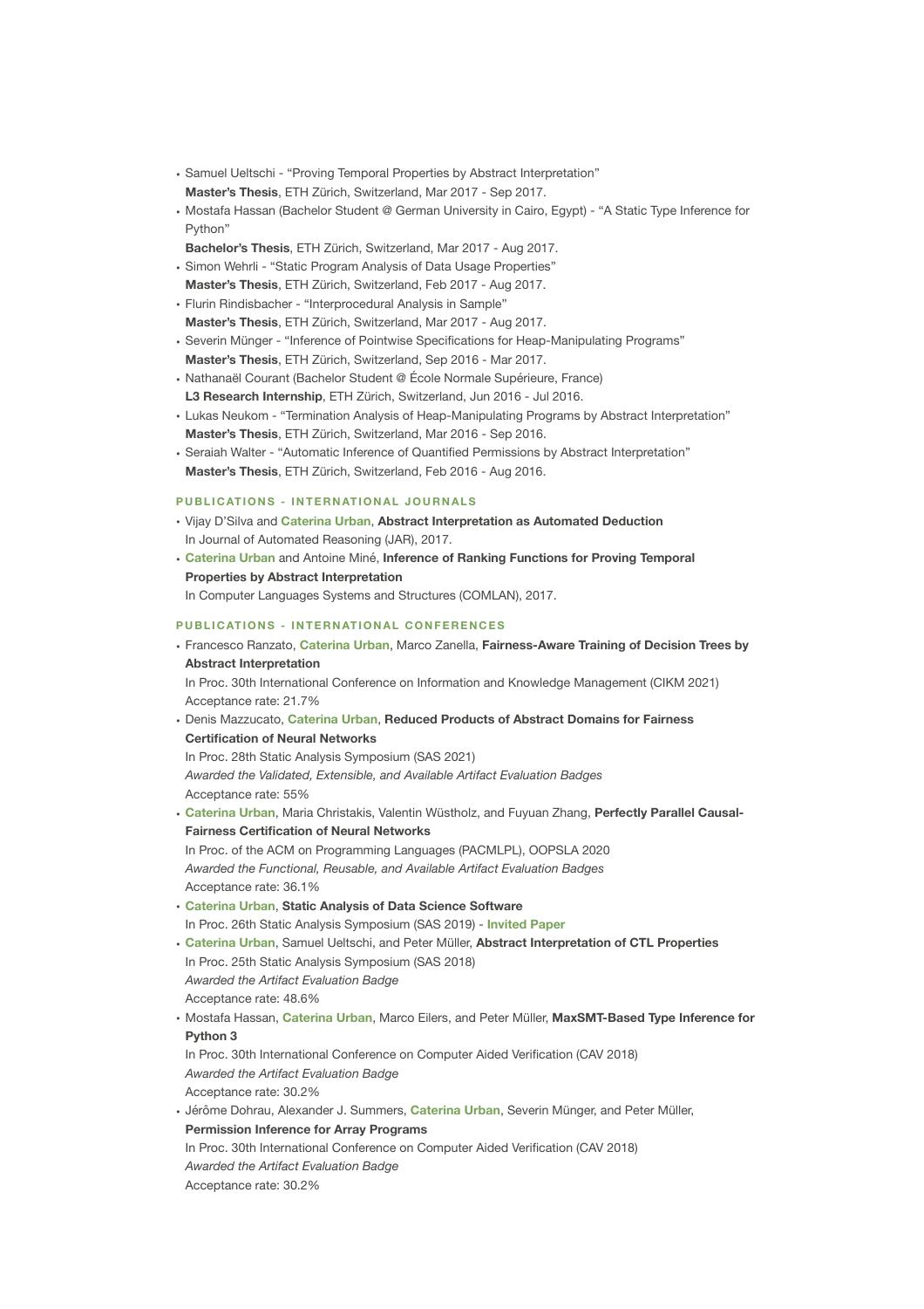- Samuel Ueltschi - "Proving Temporal Properties by Abstract Interpretation"
  **Master's Thesis**, ETH Zürich, Switzerland, Mar 2017 - Sep 2017.
- Mostafa Hassan (Bachelor Student @ German University in Cairo, Egypt) - "A Static Type Inference for Python"
  **Bachelor's Thesis**, ETH Zürich, Switzerland, Mar 2017 - Aug 2017.
- Simon Wehrli - "Static Program Analysis of Data Usage Properties"
  **Master's Thesis**, ETH Zürich, Switzerland, Feb 2017 - Aug 2017.
- Flurin Rindisbacher - "Interprocedural Analysis in Sample"
  **Master's Thesis**, ETH Zürich, Switzerland, Mar 2017 - Aug 2017.
- Severin Münger - "Inference of Pointwise Specifications for Heap-Manipulating Programs"
  **Master's Thesis**, ETH Zürich, Switzerland, Sep 2016 - Mar 2017.
- Nathanaël Courant (Bachelor Student @ École Normale Supérieure, France)
  **L3 Research Internship**, ETH Zürich, Switzerland, Jun 2016 - Jul 2016.
- Lukas Neukom - "Termination Analysis of Heap-Manipulating Programs by Abstract Interpretation"
  **Master's Thesis**, ETH Zürich, Switzerland, Mar 2016 - Sep 2016.
- Seraiah Walter - "Automatic Inference of Quantified Permissions by Abstract Interpretation"
  **Master's Thesis**, ETH Zürich, Switzerland, Feb 2016 - Aug 2016.

## PUBLICATIONS - INTERNATIONAL JOURNALS

- Vijay D'Silva and **Caterina Urban**, **Abstract Interpretation as Automated Deduction**
  In Journal of Automated Reasoning (JAR), 2017.
- **Caterina Urban** and Antoine Miné, **Inference of Ranking Functions for Proving Temporal Properties by Abstract Interpretation**
  In Computer Languages Systems and Structures (COMLAN), 2017.

## PUBLICATIONS - INTERNATIONAL CONFERENCES

- Francesco Ranzato, **Caterina Urban**, Marco Zanella, **Fairness-Aware Training of Decision Trees by Abstract Interpretation**
  In Proc. 30th International Conference on Information and Knowledge Management (CIKM 2021)
  Acceptance rate: 21.7%
- Denis Mazzucato, **Caterina Urban**, **Reduced Products of Abstract Domains for Fairness Certification of Neural Networks**
  In Proc. 28th Static Analysis Symposium (SAS 2021)
  *Awarded the Validated, Extensible, and Available Artifact Evaluation Badges*
  Acceptance rate: 55%
- **Caterina Urban**, Maria Christakis, Valentin Wüstholz, and Fuyuan Zhang, **Perfectly Parallel Causal-Fairness Certification of Neural Networks**
  In Proc. of the ACM on Programming Languages (PACMLPL), OOPSLA 2020
  *Awarded the Functional, Reusable, and Available Artifact Evaluation Badges*
  Acceptance rate: 36.1%
- **Caterina Urban**, **Static Analysis of Data Science Software**
  In Proc. 26th Static Analysis Symposium (SAS 2019) - **Invited Paper**
- **Caterina Urban**, Samuel Ueltschi, and Peter Müller, **Abstract Interpretation of CTL Properties**
  In Proc. 25th Static Analysis Symposium (SAS 2018)
  *Awarded the Artifact Evaluation Badge*
  Acceptance rate: 48.6%
- Mostafa Hassan, **Caterina Urban**, Marco Eilers, and Peter Müller, **MaxSMT-Based Type Inference for Python 3**
  In Proc. 30th International Conference on Computer Aided Verification (CAV 2018)
  *Awarded the Artifact Evaluation Badge*
  Acceptance rate: 30.2%
- Jérôme Dohrau, Alexander J. Summers, **Caterina Urban**, Severin Münger, and Peter Müller, **Permission Inference for Array Programs**
  In Proc. 30th International Conference on Computer Aided Verification (CAV 2018)
  *Awarded the Artifact Evaluation Badge*
  Acceptance rate: 30.2%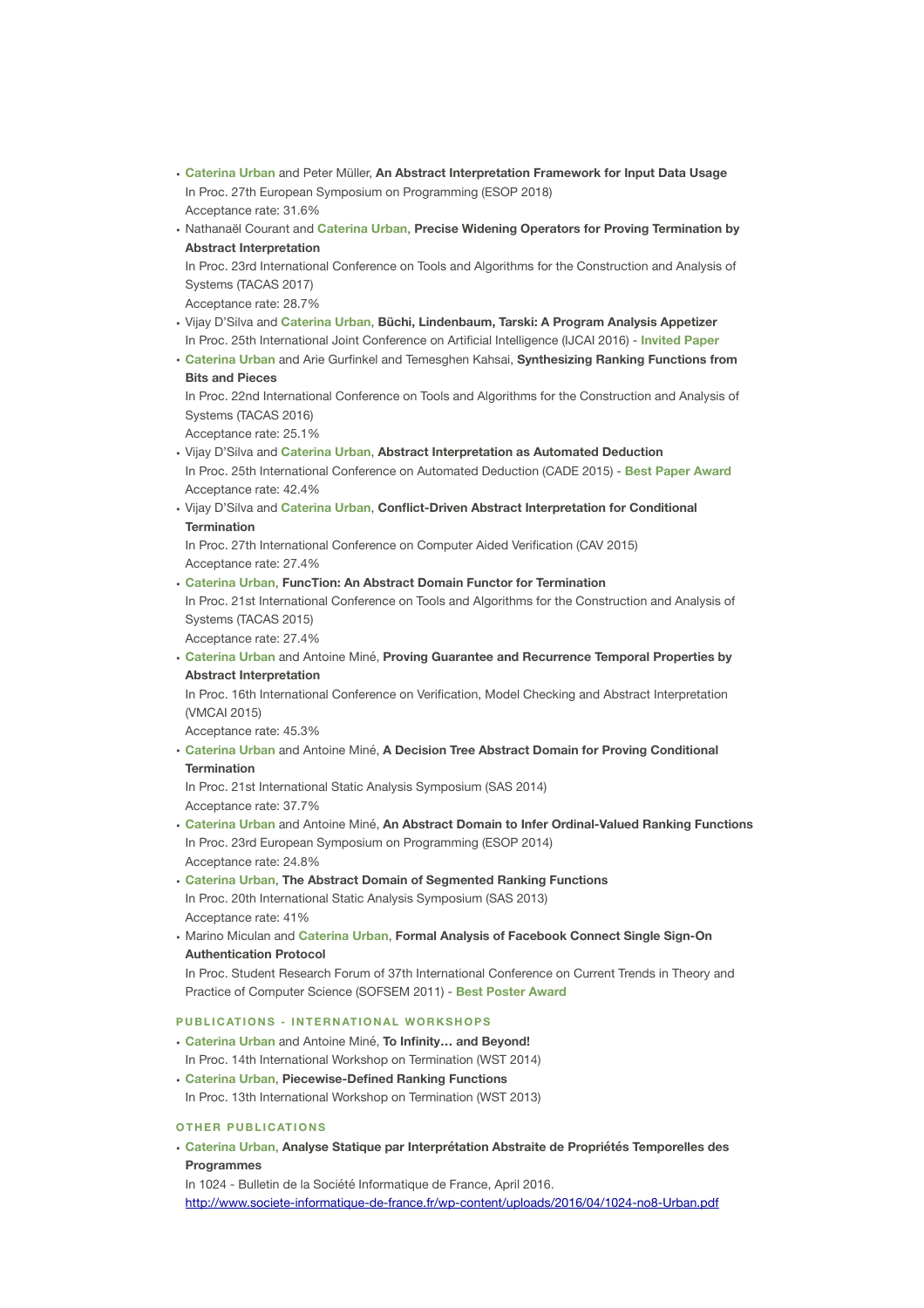- **Caterina Urban** and Peter Müller, **An Abstract Interpretation Framework for Input Data Usage**
  In Proc. 27th European Symposium on Programming (ESOP 2018)
  Acceptance rate: 31.6%
- Nathanaël Courant and **Caterina Urban**, **Precise Widening Operators for Proving Termination by Abstract Interpretation**
  In Proc. 23rd International Conference on Tools and Algorithms for the Construction and Analysis of Systems (TACAS 2017)
  Acceptance rate: 28.7%
- Vijay D'Silva and **Caterina Urban**, **Büchi, Lindenbaum, Tarski: A Program Analysis Appetizer**
  In Proc. 25th International Joint Conference on Artificial Intelligence (IJCAI 2016) - **Invited Paper**
- **Caterina Urban** and Arie Gurfinkel and Temesghen Kahsai, **Synthesizing Ranking Functions from Bits and Pieces**
  In Proc. 22nd International Conference on Tools and Algorithms for the Construction and Analysis of Systems (TACAS 2016)
  Acceptance rate: 25.1%
- Vijay D'Silva and **Caterina Urban**, **Abstract Interpretation as Automated Deduction**
  In Proc. 25th International Conference on Automated Deduction (CADE 2015) - **Best Paper Award**
  Acceptance rate: 42.4%
- Vijay D'Silva and **Caterina Urban**, **Conflict-Driven Abstract Interpretation for Conditional Termination**
  In Proc. 27th International Conference on Computer Aided Verification (CAV 2015)
  Acceptance rate: 27.4%
- **Caterina Urban**, **FuncTion: An Abstract Domain Functor for Termination**
  In Proc. 21st International Conference on Tools and Algorithms for the Construction and Analysis of Systems (TACAS 2015)
  Acceptance rate: 27.4%
- **Caterina Urban** and Antoine Miné, **Proving Guarantee and Recurrence Temporal Properties by Abstract Interpretation**
  In Proc. 16th International Conference on Verification, Model Checking and Abstract Interpretation (VMCAI 2015)
  Acceptance rate: 45.3%
- **Caterina Urban** and Antoine Miné, **A Decision Tree Abstract Domain for Proving Conditional Termination**
  In Proc. 21st International Static Analysis Symposium (SAS 2014)
  Acceptance rate: 37.7%
- **Caterina Urban** and Antoine Miné, **An Abstract Domain to Infer Ordinal-Valued Ranking Functions**
  In Proc. 23rd European Symposium on Programming (ESOP 2014)
  Acceptance rate: 24.8%
- **Caterina Urban**, **The Abstract Domain of Segmented Ranking Functions**
  In Proc. 20th International Static Analysis Symposium (SAS 2013)
  Acceptance rate: 41%
- Marino Miculan and **Caterina Urban**, **Formal Analysis of Facebook Connect Single Sign-On Authentication Protocol**
  In Proc. Student Research Forum of 37th International Conference on Current Trends in Theory and Practice of Computer Science (SOFSEM 2011) - **Best Poster Award**

## PUBLICATIONS - INTERNATIONAL WORKSHOPS

- **Caterina Urban** and Antoine Miné, **To Infinity… and Beyond!**
  In Proc. 14th International Workshop on Termination (WST 2014)
- **Caterina Urban**, **Piecewise-Defined Ranking Functions**
  In Proc. 13th International Workshop on Termination (WST 2013)

## OTHER PUBLICATIONS

- **Caterina Urban**, **Analyse Statique par Interprétation Abstraite de Propriétés Temporelles des Programmes**
  In 1024 - Bulletin de la Société Informatique de France, April 2016.
  http://www.societe-informatique-de-france.fr/wp-content/uploads/2016/04/1024-no8-Urban.pdf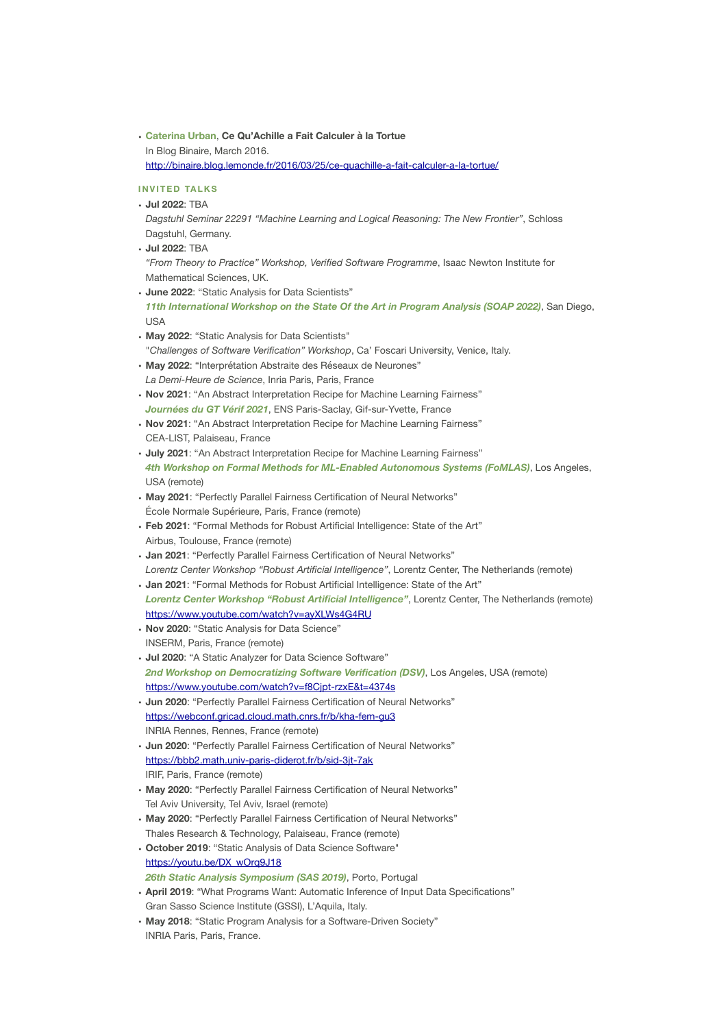- **Caterina Urban**, **Ce Qu'Achille a Fait Calculer à la Tortue**
  In Blog Binaire, March 2016.
  http://binaire.blog.lemonde.fr/2016/03/25/ce-quachille-a-fait-calculer-a-la-tortue/

## INVITED TALKS

- **Jul 2022**: TBA
  *Dagstuhl Seminar 22291 "Machine Learning and Logical Reasoning: The New Frontier"*, Schloss Dagstuhl, Germany.
- **Jul 2022**: TBA
  *"From Theory to Practice" Workshop, Verified Software Programme*, Isaac Newton Institute for Mathematical Sciences, UK.
- **June 2022**: "Static Analysis for Data Scientists"
  ***11th International Workshop on the State Of the Art in Program Analysis (SOAP 2022)***, San Diego, USA
- **May 2022**: "Static Analysis for Data Scientists"
  "*Challenges of Software Verification" Workshop*, Ca' Foscari University, Venice, Italy.
- **May 2022**: "Interprétation Abstraite des Réseaux de Neurones"
  *La Demi-Heure de Science*, Inria Paris, Paris, France
- **Nov 2021**: "An Abstract Interpretation Recipe for Machine Learning Fairness"
  ***Journées du GT Vérif 2021***, ENS Paris-Saclay, Gif-sur-Yvette, France
- **Nov 2021**: "An Abstract Interpretation Recipe for Machine Learning Fairness"
  CEA-LIST, Palaiseau, France
- **July 2021**: "An Abstract Interpretation Recipe for Machine Learning Fairness"
  ***4th Workshop on Formal Methods for ML-Enabled Autonomous Systems (FoMLAS)***, Los Angeles, USA (remote)
- **May 2021**: "Perfectly Parallel Fairness Certification of Neural Networks"
  École Normale Supérieure, Paris, France (remote)
- **Feb 2021**: "Formal Methods for Robust Artificial Intelligence: State of the Art"
  Airbus, Toulouse, France (remote)
- **Jan 2021**: "Perfectly Parallel Fairness Certification of Neural Networks"
  *Lorentz Center Workshop "Robust Artificial Intelligence"*, Lorentz Center, The Netherlands (remote)
- **Jan 2021**: "Formal Methods for Robust Artificial Intelligence: State of the Art"
  ***Lorentz Center Workshop "Robust Artificial Intelligence"***, Lorentz Center, The Netherlands (remote)
  https://www.youtube.com/watch?v=ayXLWs4G4RU
- **Nov 2020**: "Static Analysis for Data Science"
  INSERM, Paris, France (remote)
- **Jul 2020**: "A Static Analyzer for Data Science Software"
  ***2nd Workshop on Democratizing Software Verification (DSV)***, Los Angeles, USA (remote)
  https://www.youtube.com/watch?v=f8Cjpt-rzxE&t=4374s
- **Jun 2020**: "Perfectly Parallel Fairness Certification of Neural Networks"
  https://webconf.gricad.cloud.math.cnrs.fr/b/kha-fem-gu3
  INRIA Rennes, Rennes, France (remote)
- **Jun 2020**: "Perfectly Parallel Fairness Certification of Neural Networks"
  https://bbb2.math.univ-paris-diderot.fr/b/sid-3jt-7ak
  IRIF, Paris, France (remote)
- **May 2020**: "Perfectly Parallel Fairness Certification of Neural Networks"
  Tel Aviv University, Tel Aviv, Israel (remote)
- **May 2020**: "Perfectly Parallel Fairness Certification of Neural Networks"
  Thales Research & Technology, Palaiseau, France (remote)
- **October 2019**: "Static Analysis of Data Science Software"
  https://youtu.be/DX_wOrq9J18
  ***26th Static Analysis Symposium (SAS 2019)***, Porto, Portugal
- **April 2019**: "What Programs Want: Automatic Inference of Input Data Specifications"
  Gran Sasso Science Institute (GSSI), L'Aquila, Italy.
- **May 2018**: "Static Program Analysis for a Software-Driven Society"
  INRIA Paris, Paris, France.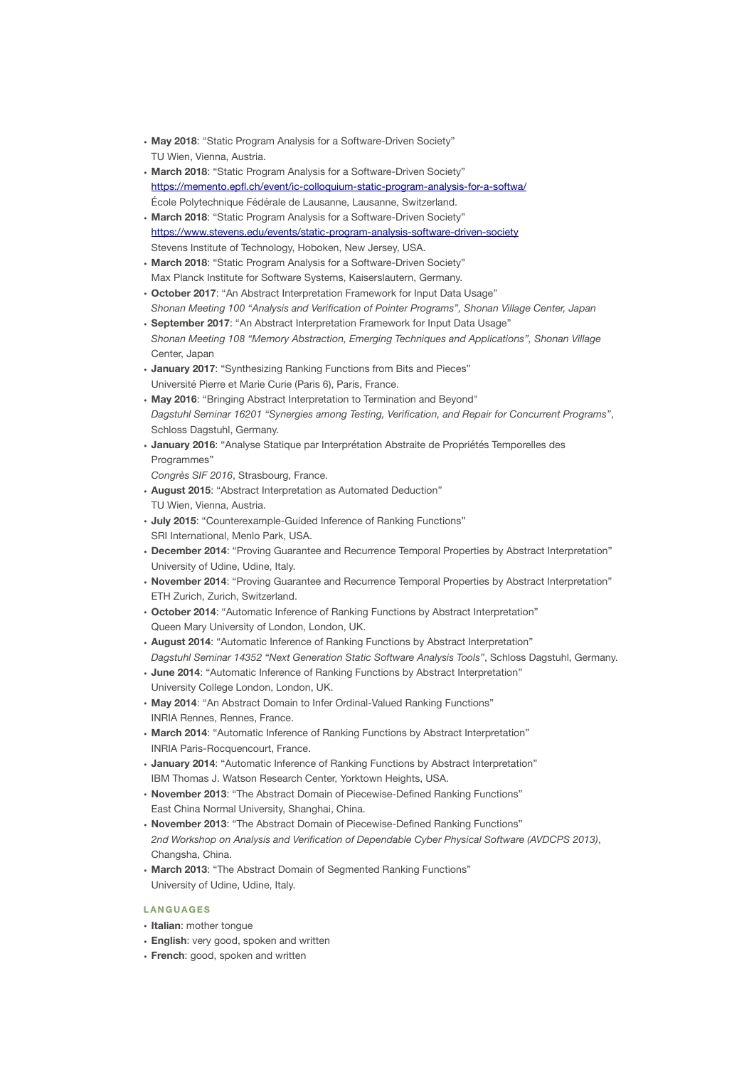- **May 2018**: "Static Program Analysis for a Software-Driven Society"
  TU Wien, Vienna, Austria.
- **March 2018**: "Static Program Analysis for a Software-Driven Society"
  https://memento.epfl.ch/event/ic-colloquium-static-program-analysis-for-a-softwa/
  École Polytechnique Fédérale de Lausanne, Lausanne, Switzerland.
- **March 2018**: "Static Program Analysis for a Software-Driven Society"
  https://www.stevens.edu/events/static-program-analysis-software-driven-society
  Stevens Institute of Technology, Hoboken, New Jersey, USA.
- **March 2018**: "Static Program Analysis for a Software-Driven Society"
  Max Planck Institute for Software Systems, Kaiserslautern, Germany.
- **October 2017**: "An Abstract Interpretation Framework for Input Data Usage"
  *Shonan Meeting 100 "Analysis and Verification of Pointer Programs", Shonan Village Center, Japan*
- **September 2017**: "An Abstract Interpretation Framework for Input Data Usage"
  *Shonan Meeting 108 "Memory Abstraction, Emerging Techniques and Applications", Shonan Village* Center, Japan
- **January 2017**: "Synthesizing Ranking Functions from Bits and Pieces"
  Université Pierre et Marie Curie (Paris 6), Paris, France.
- **May 2016**: "Bringing Abstract Interpretation to Termination and Beyond"
  *Dagstuhl Seminar 16201 "Synergies among Testing, Verification, and Repair for Concurrent Programs"*, Schloss Dagstuhl, Germany.
- **January 2016**: "Analyse Statique par Interprétation Abstraite de Propriétés Temporelles des Programmes"
  *Congrès SIF 2016*, Strasbourg, France.
- **August 2015**: "Abstract Interpretation as Automated Deduction"
  TU Wien, Vienna, Austria.
- **July 2015**: "Counterexample-Guided Inference of Ranking Functions"
  SRI International, Menlo Park, USA.
- **December 2014**: "Proving Guarantee and Recurrence Temporal Properties by Abstract Interpretation"
  University of Udine, Udine, Italy.
- **November 2014**: "Proving Guarantee and Recurrence Temporal Properties by Abstract Interpretation"
  ETH Zurich, Zurich, Switzerland.
- **October 2014**: "Automatic Inference of Ranking Functions by Abstract Interpretation"
  Queen Mary University of London, London, UK.
- **August 2014**: "Automatic Inference of Ranking Functions by Abstract Interpretation"
  *Dagstuhl Seminar 14352 "Next Generation Static Software Analysis Tools"*, Schloss Dagstuhl, Germany.
- **June 2014**: "Automatic Inference of Ranking Functions by Abstract Interpretation"
  University College London, London, UK.
- **May 2014**: "An Abstract Domain to Infer Ordinal-Valued Ranking Functions"
  INRIA Rennes, Rennes, France.
- **March 2014**: "Automatic Inference of Ranking Functions by Abstract Interpretation"
  INRIA Paris-Rocquencourt, France.
- **January 2014**: "Automatic Inference of Ranking Functions by Abstract Interpretation"
  IBM Thomas J. Watson Research Center, Yorktown Heights, USA.
- **November 2013**: "The Abstract Domain of Piecewise-Defined Ranking Functions"
  East China Normal University, Shanghai, China.
- **November 2013**: "The Abstract Domain of Piecewise-Defined Ranking Functions"
  *2nd Workshop on Analysis and Verification of Dependable Cyber Physical Software (AVDCPS 2013)*, Changsha, China.
- **March 2013**: "The Abstract Domain of Segmented Ranking Functions"
  University of Udine, Udine, Italy.

## LANGUAGES

- **Italian**: mother tongue
- **English**: very good, spoken and written
- **French**: good, spoken and written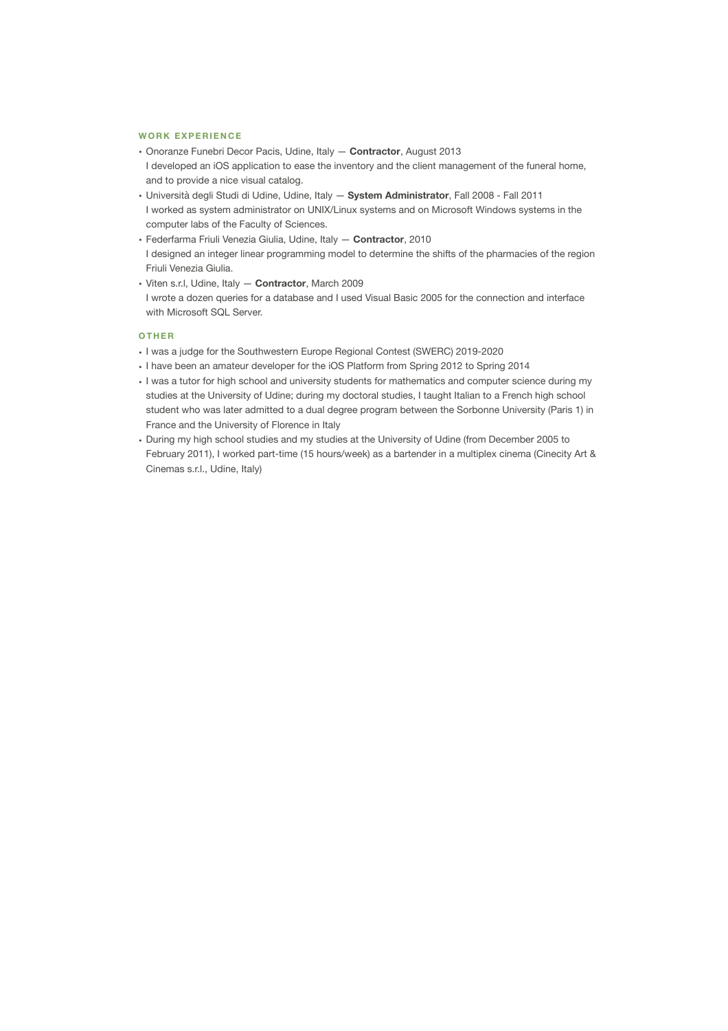## WORK EXPERIENCE

- Onoranze Funebri Decor Pacis, Udine, Italy — **Contractor**, August 2013
  I developed an iOS application to ease the inventory and the client management of the funeral home, and to provide a nice visual catalog.
- Università degli Studi di Udine, Udine, Italy — **System Administrator**, Fall 2008 - Fall 2011
  I worked as system administrator on UNIX/Linux systems and on Microsoft Windows systems in the computer labs of the Faculty of Sciences.
- Federfarma Friuli Venezia Giulia, Udine, Italy — **Contractor**, 2010
  I designed an integer linear programming model to determine the shifts of the pharmacies of the region Friuli Venezia Giulia.
- Viten s.r.l, Udine, Italy — **Contractor**, March 2009
  I wrote a dozen queries for a database and I used Visual Basic 2005 for the connection and interface with Microsoft SQL Server.

## OTHER

- I was a judge for the Southwestern Europe Regional Contest (SWERC) 2019-2020
- I have been an amateur developer for the iOS Platform from Spring 2012 to Spring 2014
- I was a tutor for high school and university students for mathematics and computer science during my studies at the University of Udine; during my doctoral studies, I taught Italian to a French high school student who was later admitted to a dual degree program between the Sorbonne University (Paris 1) in France and the University of Florence in Italy
- During my high school studies and my studies at the University of Udine (from December 2005 to February 2011), I worked part-time (15 hours/week) as a bartender in a multiplex cinema (Cinecity Art & Cinemas s.r.l., Udine, Italy)